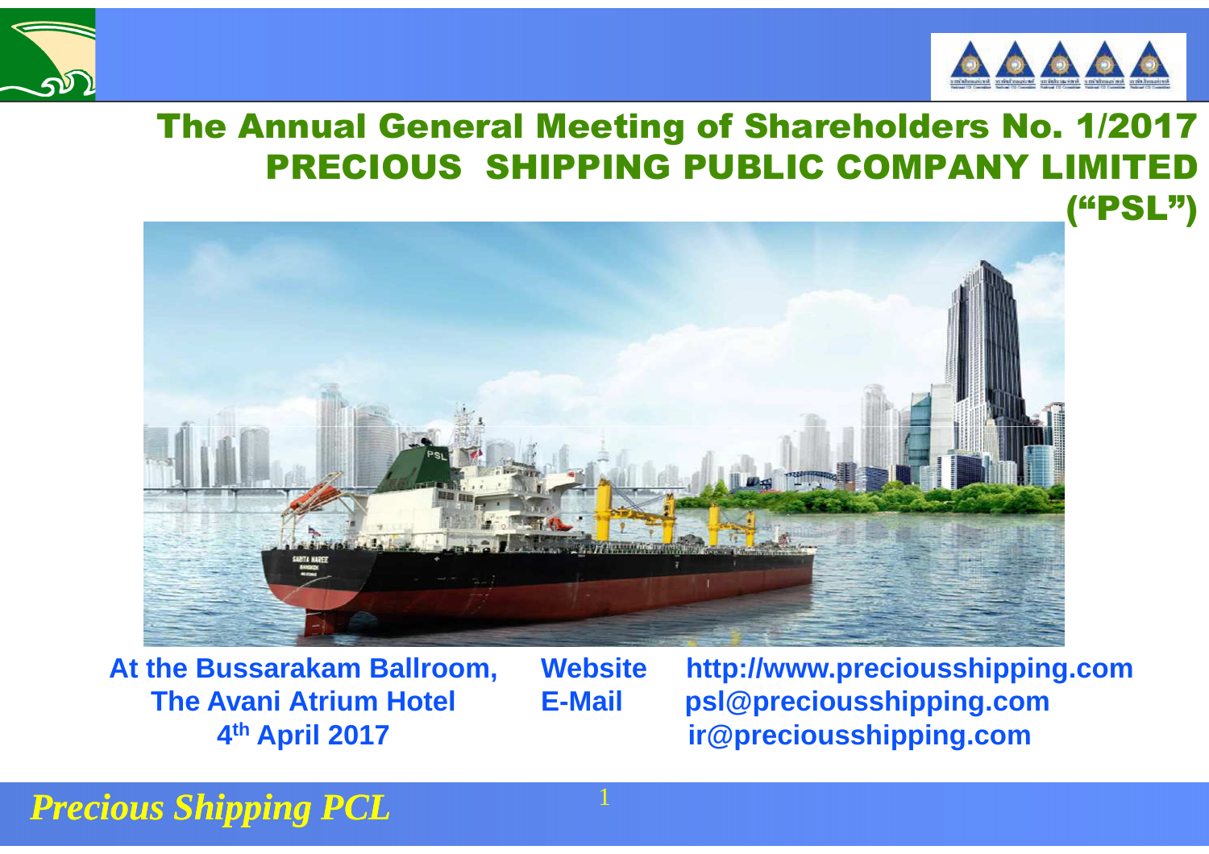# The Annual General Meeting of Shareholders No. 1/2017
# PRECIOUS SHIPPING PUBLIC COMPANY LIMITED ("PSL")

**At the Bussarakam Ballroom,**
**The Avani Atrium Hotel**
**4th April 2017**

**Website** **http://www.preciousshipping.com**
**E-Mail** **psl@preciousshipping.com**
**ir@preciousshipping.com**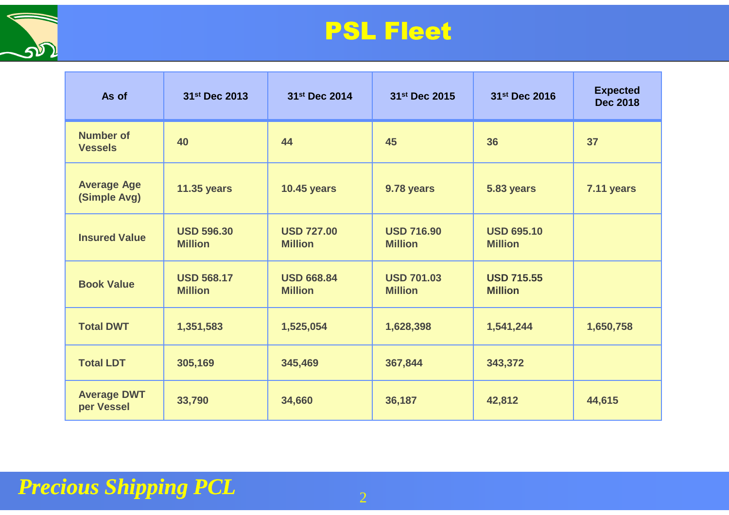# PSL Fleet

| As of | 31st Dec 2013 | 31st Dec 2014 | 31st Dec 2015 | 31st Dec 2016 | Expected Dec 2018 |
|---|---|---|---|---|---|
| Number of Vessels | 40 | 44 | 45 | 36 | 37 |
| Average Age (Simple Avg) | 11.35 years | 10.45 years | 9.78 years | 5.83 years | 7.11 years |
| Insured Value | USD 596.30 Million | USD 727.00 Million | USD 716.90 Million | USD 695.10 Million | |
| Book Value | USD 568.17 Million | USD 668.84 Million | USD 701.03 Million | USD 715.55 Million | |
| Total DWT | 1,351,583 | 1,525,054 | 1,628,398 | 1,541,244 | 1,650,758 |
| Total LDT | 305,169 | 345,469 | 367,844 | 343,372 | |
| Average DWT per Vessel | 33,790 | 34,660 | 36,187 | 42,812 | 44,615 |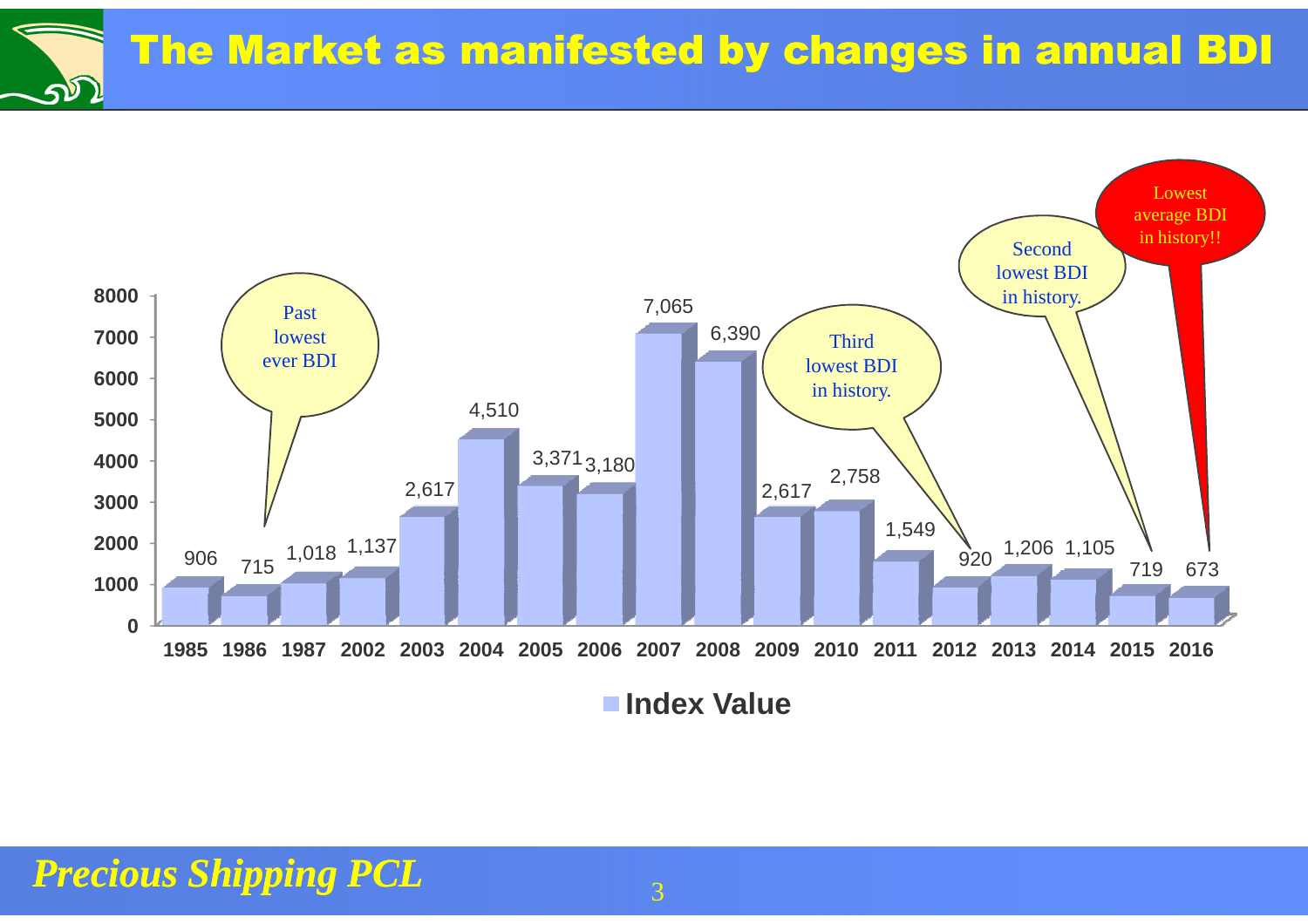# The Market as manifested by changes in annual BDI

| Year | Index Value |
|---|---|
| 1985 | 906 |
| 1986 | 715 |
| 1987 | 1,018 |
| 2002 | 1,137 |
| 2003 | 2,617 |
| 2004 | 4,510 |
| 2005 | 3,371 |
| 2006 | 3,180 |
| 2007 | 7,065 |
| 2008 | 6,390 |
| 2009 | 2,617 |
| 2010 | 2,758 |
| 2011 | 1,549 |
| 2012 | 920 |
| 2013 | 1,206 |
| 2014 | 1,105 |
| 2015 | 719 |
| 2016 | 673 |

- 1986: Past lowest ever BDI
- 2012: Third lowest BDI in history.
- 2015: Second lowest BDI in history.
- 2016: Lowest average BDI in history!!

Index Value

*Precious Shipping PCL*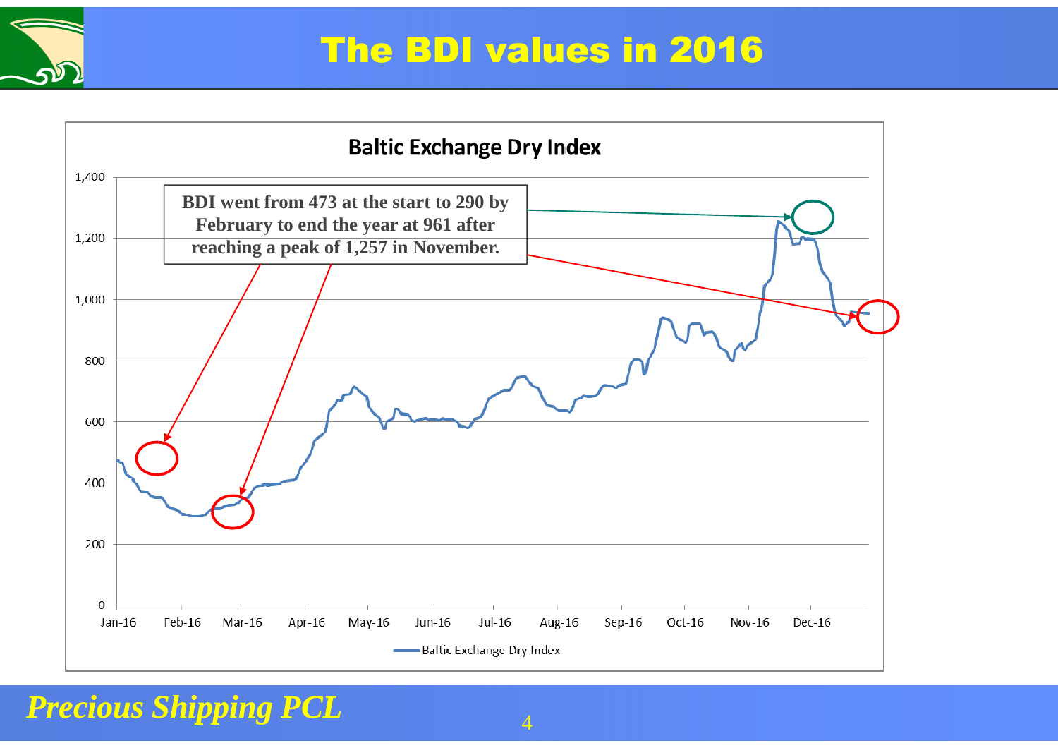# The BDI values in 2016

**Baltic Exchange Dry Index**

**BDI went from 473 at the start to 290 by February to end the year at 961 after reaching a peak of 1,257 in November.**

1,400
1,200
1,000
800
600
400
200
0

Jan-16 Feb-16 Mar-16 Apr-16 May-16 Jun-16 Jul-16 Aug-16 Sep-16 Oct-16 Nov-16 Dec-16

Baltic Exchange Dry Index

*Precious Shipping PCL*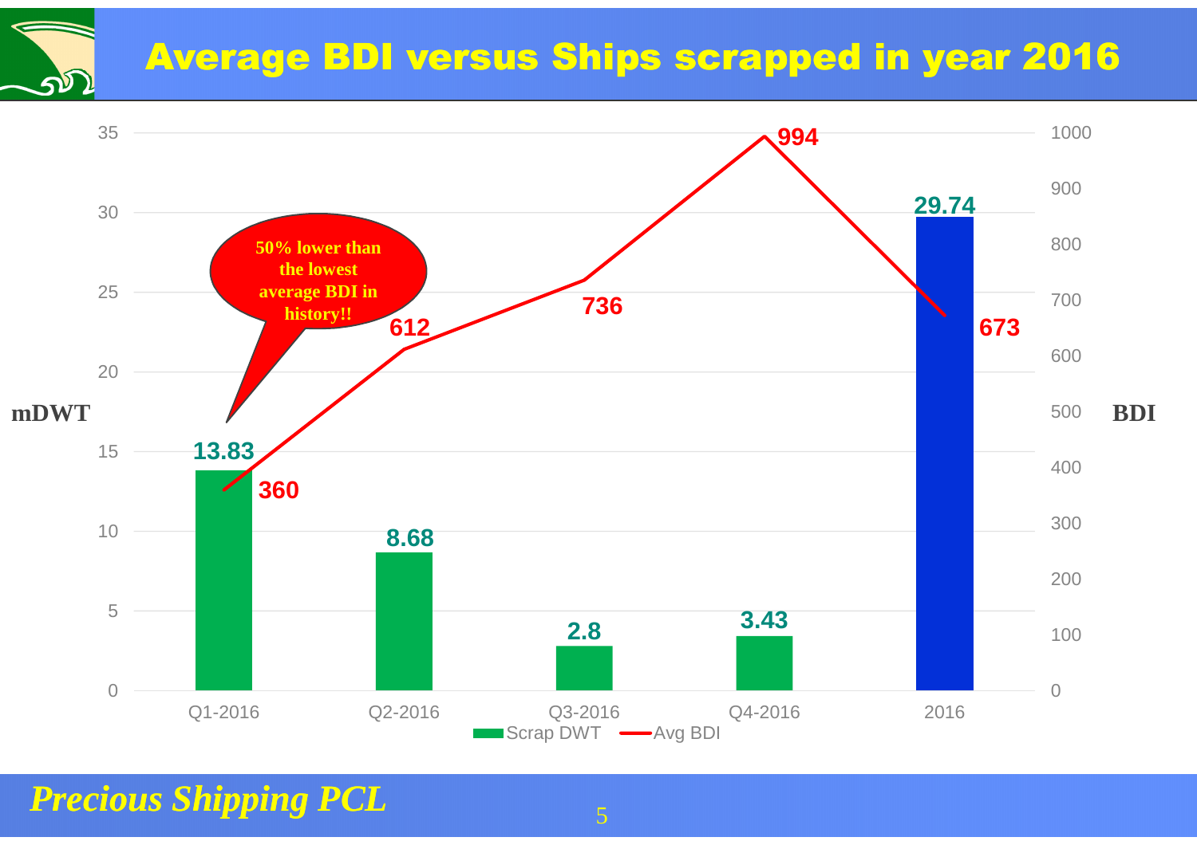# Average BDI versus Ships scrapped in year 2016

| | Scrap DWT (mDWT) | Avg BDI |
|---|---|---|
| Q1-2016 | 13.83 | 360 |
| Q2-2016 | 8.68 | 612 |
| Q3-2016 | 2.8 | 736 |
| Q4-2016 | 3.43 | 994 |
| 2016 | 29.74 | 673 |

50% lower than the lowest average BDI in history!!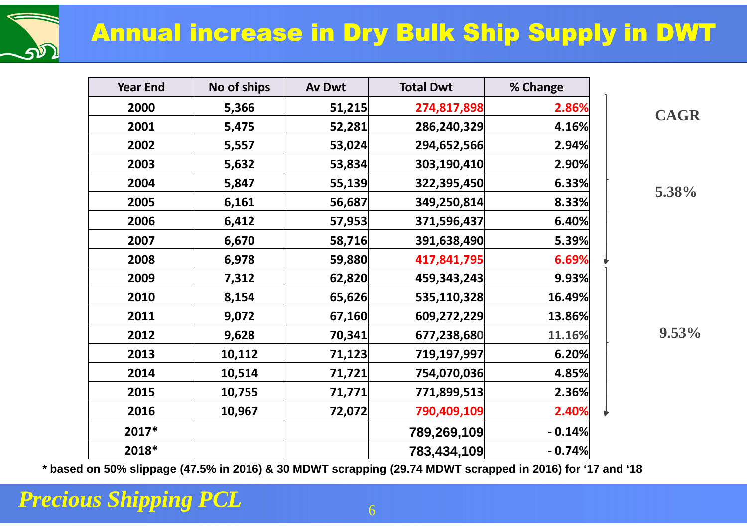# Annual increase in Dry Bulk Ship Supply in DWT

| Year End | No of ships | Av Dwt | Total Dwt | % Change |
|---|---|---|---|---|
| 2000 | 5,366 | 51,215 | 274,817,898 | 2.86% |
| 2001 | 5,475 | 52,281 | 286,240,329 | 4.16% |
| 2002 | 5,557 | 53,024 | 294,652,566 | 2.94% |
| 2003 | 5,632 | 53,834 | 303,190,410 | 2.90% |
| 2004 | 5,847 | 55,139 | 322,395,450 | 6.33% |
| 2005 | 6,161 | 56,687 | 349,250,814 | 8.33% |
| 2006 | 6,412 | 57,953 | 371,596,437 | 6.40% |
| 2007 | 6,670 | 58,716 | 391,638,490 | 5.39% |
| 2008 | 6,978 | 59,880 | 417,841,795 | 6.69% |
| 2009 | 7,312 | 62,820 | 459,343,243 | 9.93% |
| 2010 | 8,154 | 65,626 | 535,110,328 | 16.49% |
| 2011 | 9,072 | 67,160 | 609,272,229 | 13.86% |
| 2012 | 9,628 | 70,341 | 677,238,680 | 11.16% |
| 2013 | 10,112 | 71,123 | 719,197,997 | 6.20% |
| 2014 | 10,514 | 71,721 | 754,070,036 | 4.85% |
| 2015 | 10,755 | 71,771 | 771,899,513 | 2.36% |
| 2016 | 10,967 | 72,072 | 790,409,109 | 2.40% |
| 2017* | | | 789,269,109 | - 0.14% |
| 2018* | | | 783,434,109 | - 0.74% |

**CAGR**

- 2000–2008: **5.38%**
- 2008–2016: **9.53%**

**\* based on 50% slippage (47.5% in 2016) & 30 MDWT scrapping (29.74 MDWT scrapped in 2016) for '17 and '18**

*Precious Shipping PCL*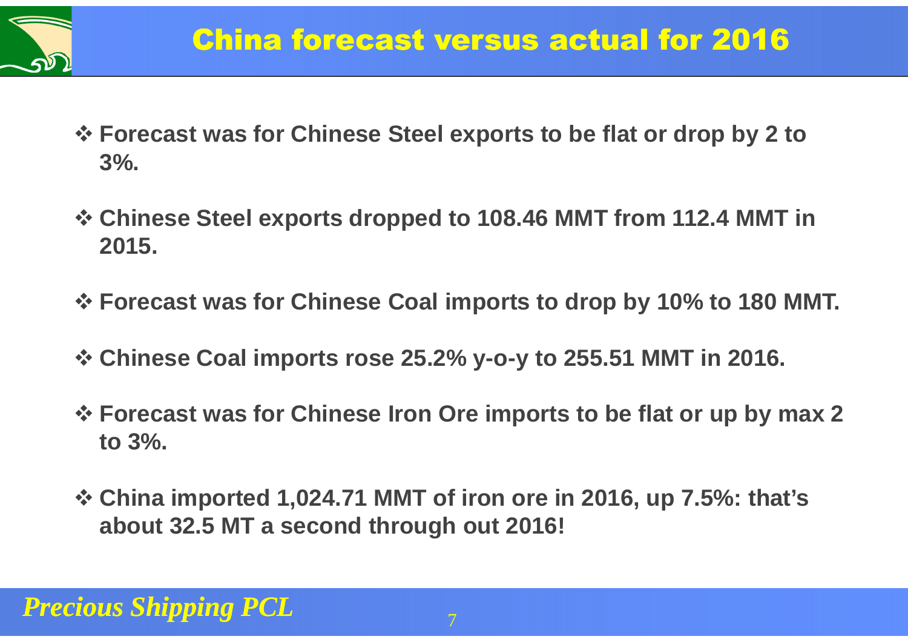# China forecast versus actual for 2016

- **Forecast was for Chinese Steel exports to be flat or drop by 2 to 3%.**
- **Chinese Steel exports dropped to 108.46 MMT from 112.4 MMT in 2015.**
- **Forecast was for Chinese Coal imports to drop by 10% to 180 MMT.**
- **Chinese Coal imports rose 25.2% y-o-y to 255.51 MMT in 2016.**
- **Forecast was for Chinese Iron Ore imports to be flat or up by max 2 to 3%.**
- **China imported 1,024.71 MMT of iron ore in 2016, up 7.5%: that's about 32.5 MT a second through out 2016!**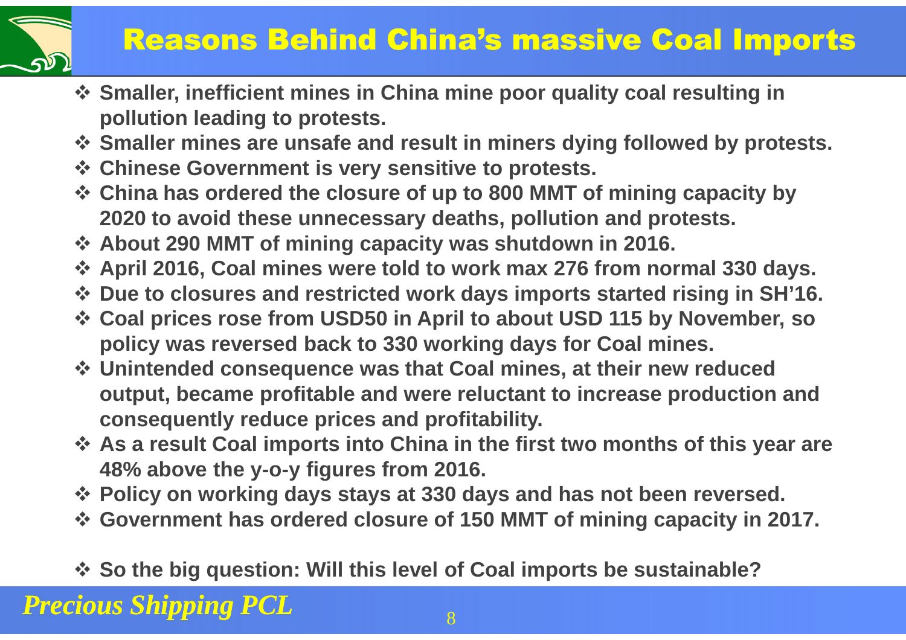# Reasons Behind China's massive Coal Imports

- **Smaller, inefficient mines in China mine poor quality coal resulting in pollution leading to protests.**
- **Smaller mines are unsafe and result in miners dying followed by protests.**
- **Chinese Government is very sensitive to protests.**
- **China has ordered the closure of up to 800 MMT of mining capacity by 2020 to avoid these unnecessary deaths, pollution and protests.**
- **About 290 MMT of mining capacity was shutdown in 2016.**
- **April 2016, Coal mines were told to work max 276 from normal 330 days.**
- **Due to closures and restricted work days imports started rising in SH'16.**
- **Coal prices rose from USD50 in April to about USD 115 by November, so policy was reversed back to 330 working days for Coal mines.**
- **Unintended consequence was that Coal mines, at their new reduced output, became profitable and were reluctant to increase production and consequently reduce prices and profitability.**
- **As a result Coal imports into China in the first two months of this year are 48% above the y-o-y figures from 2016.**
- **Policy on working days stays at 330 days and has not been reversed.**
- **Government has ordered closure of 150 MMT of mining capacity in 2017.**

- **So the big question: Will this level of Coal imports be sustainable?**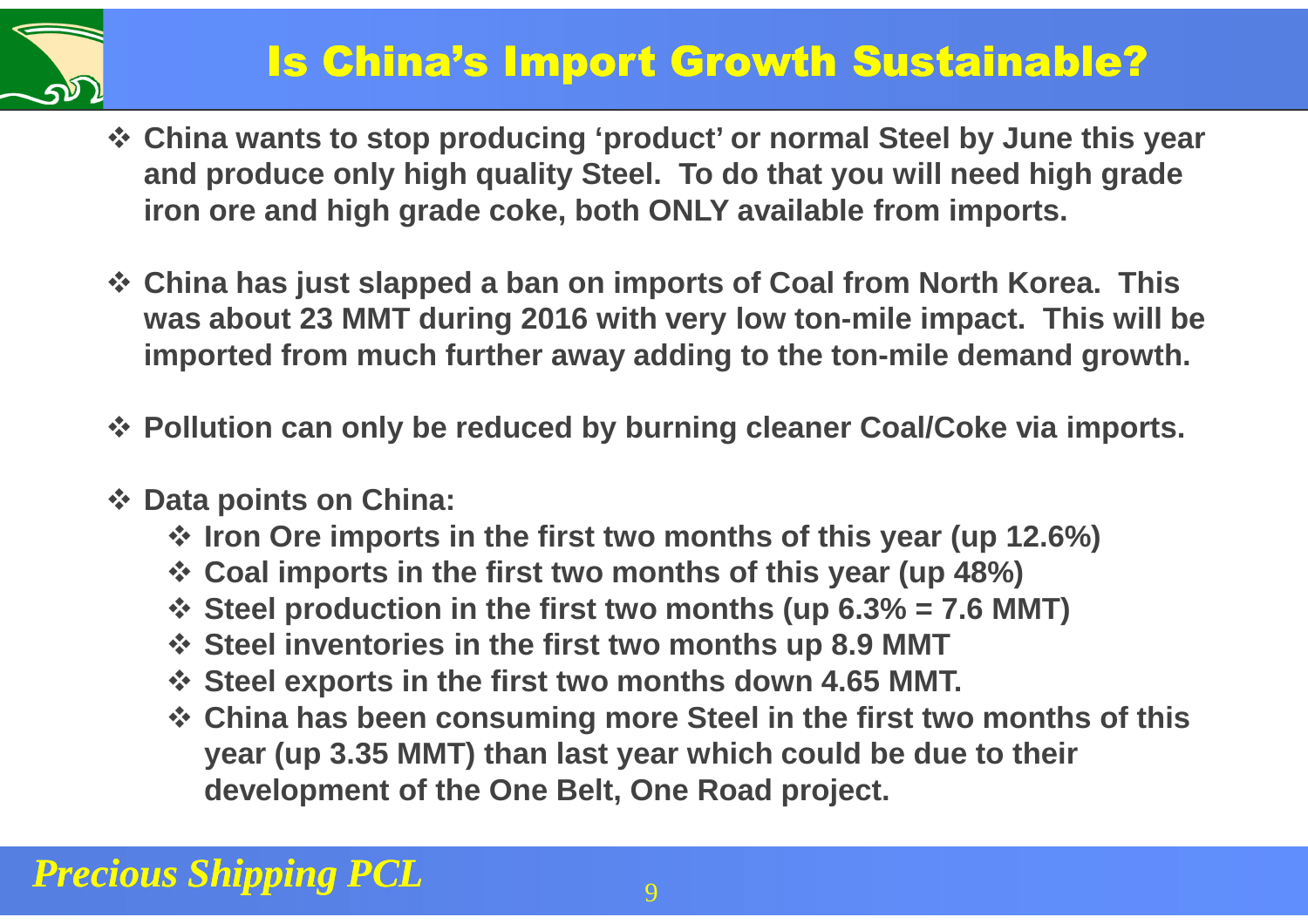# Is China's Import Growth Sustainable?

- **China wants to stop producing 'product' or normal Steel by June this year and produce only high quality Steel. To do that you will need high grade iron ore and high grade coke, both ONLY available from imports.**
- **China has just slapped a ban on imports of Coal from North Korea. This was about 23 MMT during 2016 with very low ton-mile impact. This will be imported from much further away adding to the ton-mile demand growth.**
- **Pollution can only be reduced by burning cleaner Coal/Coke via imports.**
- **Data points on China:**
  - **Iron Ore imports in the first two months of this year (up 12.6%)**
  - **Coal imports in the first two months of this year (up 48%)**
  - **Steel production in the first two months (up 6.3% = 7.6 MMT)**
  - **Steel inventories in the first two months up 8.9 MMT**
  - **Steel exports in the first two months down 4.65 MMT.**
  - **China has been consuming more Steel in the first two months of this year (up 3.35 MMT) than last year which could be due to their development of the One Belt, One Road project.**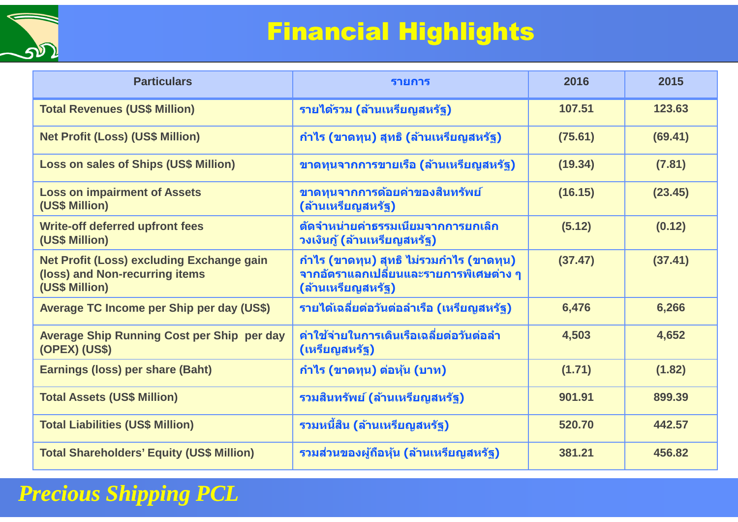# Financial Highlights

| Particulars | รายการ | 2016 | 2015 |
|---|---|---|---|
| Total Revenues (US$ Million) | รายได้รวม (ล้านเหรียญสหรัฐ) | 107.51 | 123.63 |
| Net Profit (Loss) (US$ Million) | กำไร (ขาดทุน) สุทธิ (ล้านเหรียญสหรัฐ) | (75.61) | (69.41) |
| Loss on sales of Ships (US$ Million) | ขาดทุนจากการขายเรือ (ล้านเหรียญสหรัฐ) | (19.34) | (7.81) |
| Loss on impairment of Assets (US$ Million) | ขาดทุนจากการด้อยค่าของสินทรัพย์ (ล้านเหรียญสหรัฐ) | (16.15) | (23.45) |
| Write-off deferred upfront fees (US$ Million) | ตัดจำหน่ายค่าธรรมเนียมจากการยกเลิกวงเงินกู้ (ล้านเหรียญสหรัฐ) | (5.12) | (0.12) |
| Net Profit (Loss) excluding Exchange gain (loss) and Non-recurring items (US$ Million) | กำไร (ขาดทุน) สุทธิ ไม่รวมกำไร (ขาดทุน) จากอัตราแลกเปลี่ยนและรายการพิเศษต่าง ๆ (ล้านเหรียญสหรัฐ) | (37.47) | (37.41) |
| Average TC Income per Ship per day (US$) | รายได้เฉลี่ยต่อวันต่อลำเรือ (เหรียญสหรัฐ) | 6,476 | 6,266 |
| Average Ship Running Cost per Ship per day (OPEX) (US$) | ค่าใช้จ่ายในการเดินเรือเฉลี่ยต่อวันต่อลำ (เหรียญสหรัฐ) | 4,503 | 4,652 |
| Earnings (loss) per share (Baht) | กำไร (ขาดทุน) ต่อหุ้น (บาท) | (1.71) | (1.82) |
| Total Assets (US$ Million) | รวมสินทรัพย์ (ล้านเหรียญสหรัฐ) | 901.91 | 899.39 |
| Total Liabilities (US$ Million) | รวมหนี้สิน (ล้านเหรียญสหรัฐ) | 520.70 | 442.57 |
| Total Shareholders' Equity (US$ Million) | รวมส่วนของผู้ถือหุ้น (ล้านเหรียญสหรัฐ) | 381.21 | 456.82 |

*Precious Shipping PCL*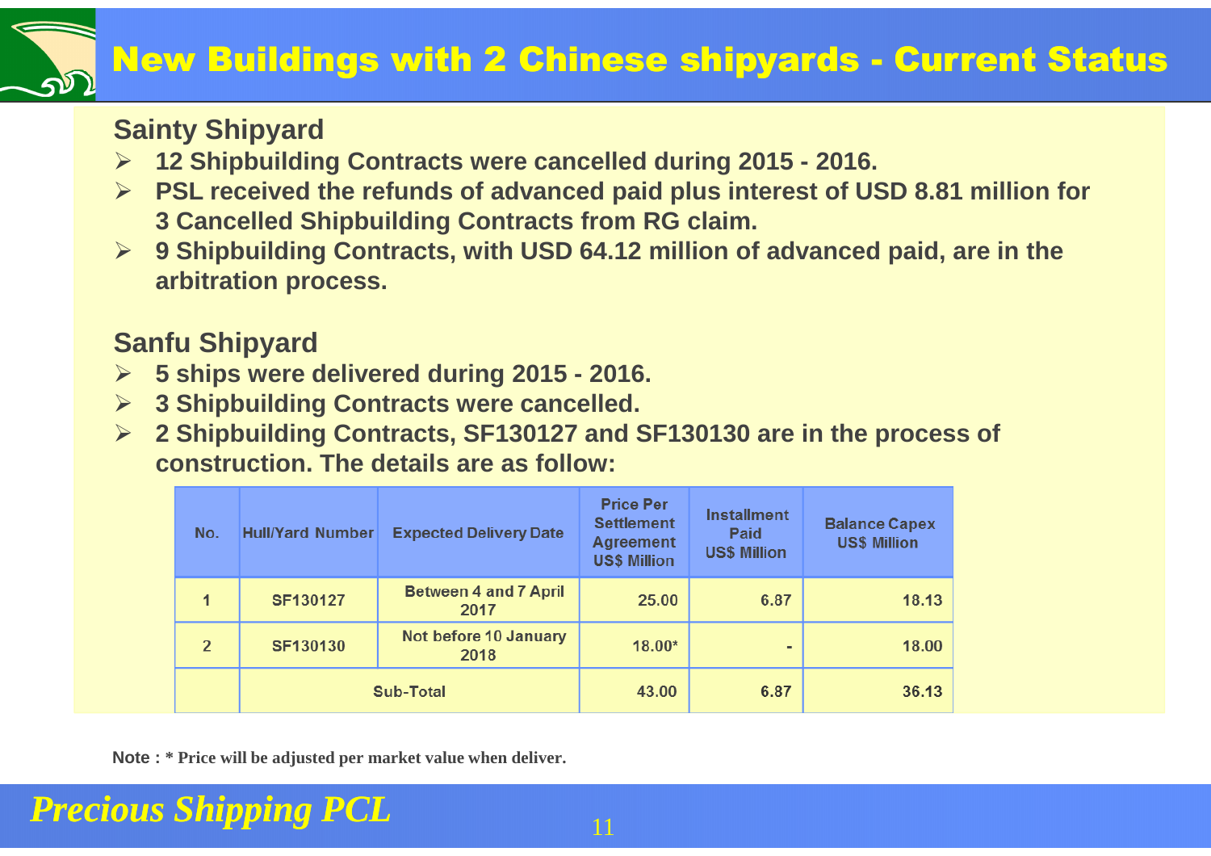# New Buildings with 2 Chinese shipyards - Current Status

## Sainty Shipyard

- **12 Shipbuilding Contracts were cancelled during 2015 - 2016.**
- **PSL received the refunds of advanced paid plus interest of USD 8.81 million for 3 Cancelled Shipbuilding Contracts from RG claim.**
- **9 Shipbuilding Contracts, with USD 64.12 million of advanced paid, are in the arbitration process.**

## Sanfu Shipyard

- **5 ships were delivered during 2015 - 2016.**
- **3 Shipbuilding Contracts were cancelled.**
- **2 Shipbuilding Contracts, SF130127 and SF130130 are in the process of construction. The details are as follow:**

| No. | Hull/Yard Number | Expected Delivery Date | Price Per Settlement Agreement US$ Million | Installment Paid US$ Million | Balance Capex US$ Million |
|---|---|---|---|---|---|
| 1 | SF130127 | Between 4 and 7 April 2017 | 25.00 | 6.87 | 18.13 |
| 2 | SF130130 | Not before 10 January 2018 | 18.00* | - | 18.00 |
| | Sub-Total | | 43.00 | 6.87 | 36.13 |

**Note : * Price will be adjusted per market value when deliver.**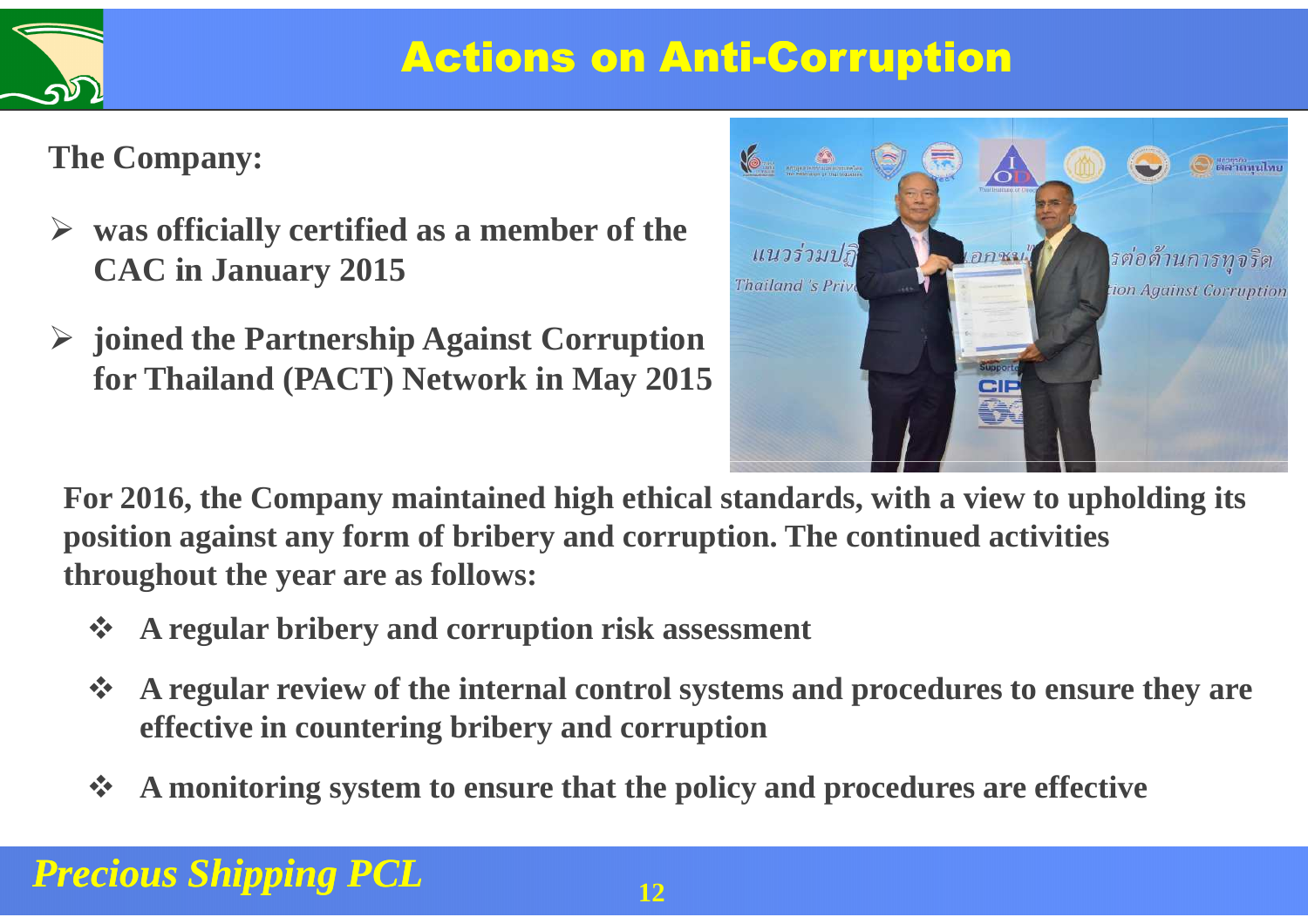# Actions on Anti-Corruption

**The Company:**

- **was officially certified as a member of the CAC in January 2015**
- **joined the Partnership Against Corruption for Thailand (PACT) Network in May 2015**

**For 2016, the Company maintained high ethical standards, with a view to upholding its position against any form of bribery and corruption. The continued activities throughout the year are as follows:**

- **A regular bribery and corruption risk assessment**
- **A regular review of the internal control systems and procedures to ensure they are effective in countering bribery and corruption**
- **A monitoring system to ensure that the policy and procedures are effective**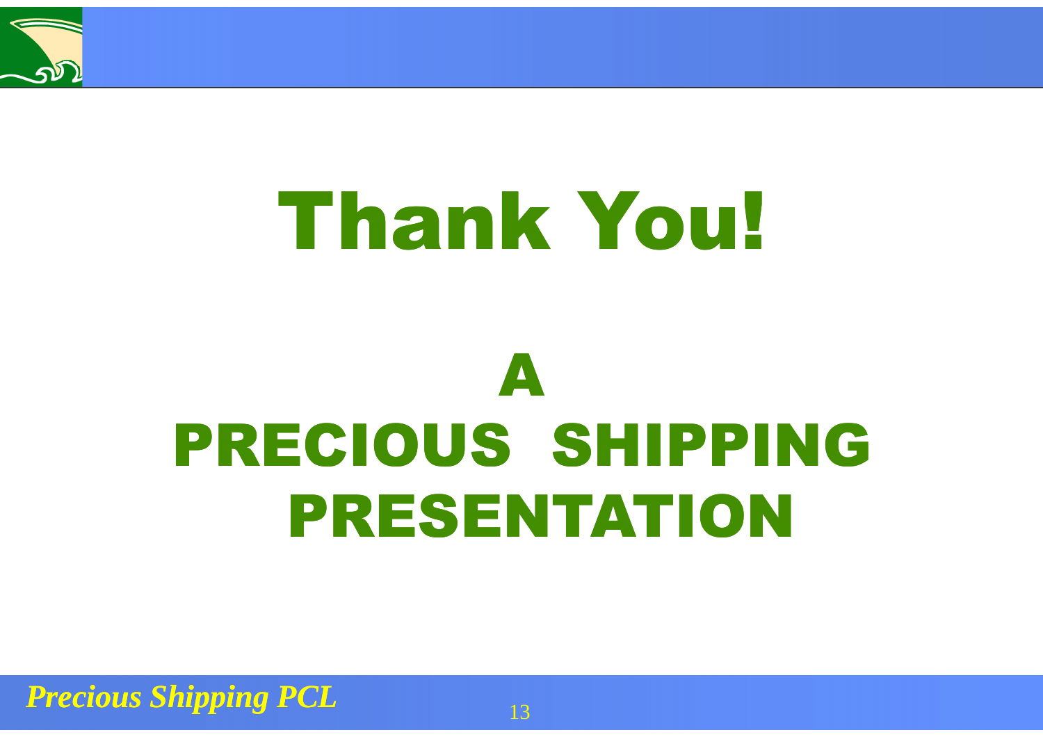# Thank You!

## A PRECIOUS SHIPPING PRESENTATION